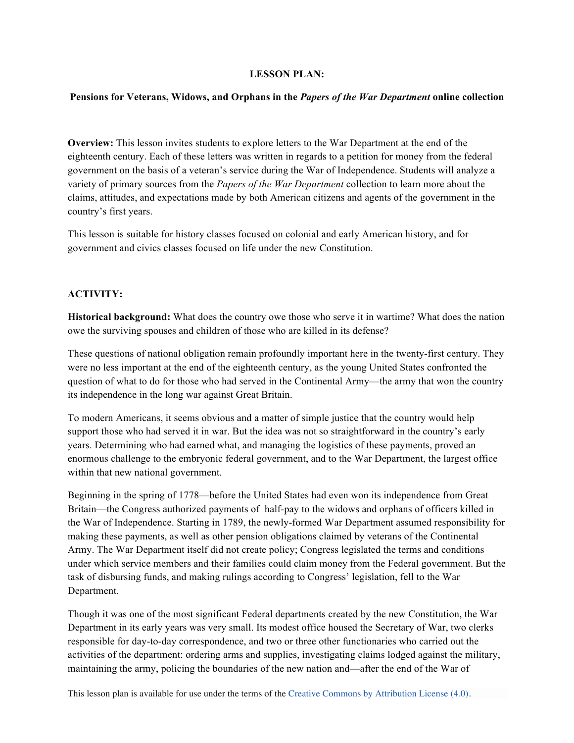**LESSON PLAN:**

**Pensions for Veterans, Widows, and Orphans in the *Papers of the War Department* online collection**

**Overview:** This lesson invites students to explore letters to the War Department at the end of the eighteenth century. Each of these letters was written in regards to a petition for money from the federal government on the basis of a veteran's service during the War of Independence. Students will analyze a variety of primary sources from the *Papers of the War Department* collection to learn more about the claims, attitudes, and expectations made by both American citizens and agents of the government in the country's first years.

This lesson is suitable for history classes focused on colonial and early American history, and for government and civics classes focused on life under the new Constitution.

**ACTIVITY:**

**Historical background:** What does the country owe those who serve it in wartime? What does the nation owe the surviving spouses and children of those who are killed in its defense?

These questions of national obligation remain profoundly important here in the twenty-first century. They were no less important at the end of the eighteenth century, as the young United States confronted the question of what to do for those who had served in the Continental Army—the army that won the country its independence in the long war against Great Britain.

To modern Americans, it seems obvious and a matter of simple justice that the country would help support those who had served it in war. But the idea was not so straightforward in the country's early years. Determining who had earned what, and managing the logistics of these payments, proved an enormous challenge to the embryonic federal government, and to the War Department, the largest office within that new national government.

Beginning in the spring of 1778—before the United States had even won its independence from Great Britain—the Congress authorized payments of half-pay to the widows and orphans of officers killed in the War of Independence. Starting in 1789, the newly-formed War Department assumed responsibility for making these payments, as well as other pension obligations claimed by veterans of the Continental Army. The War Department itself did not create policy; Congress legislated the terms and conditions under which service members and their families could claim money from the Federal government. But the task of disbursing funds, and making rulings according to Congress' legislation, fell to the War Department.

Though it was one of the most significant Federal departments created by the new Constitution, the War Department in its early years was very small. Its modest office housed the Secretary of War, two clerks responsible for day-to-day correspondence, and two or three other functionaries who carried out the activities of the department: ordering arms and supplies, investigating claims lodged against the military, maintaining the army, policing the boundaries of the new nation and—after the end of the War of

This lesson plan is available for use under the terms of the Creative Commons by Attribution License (4.0).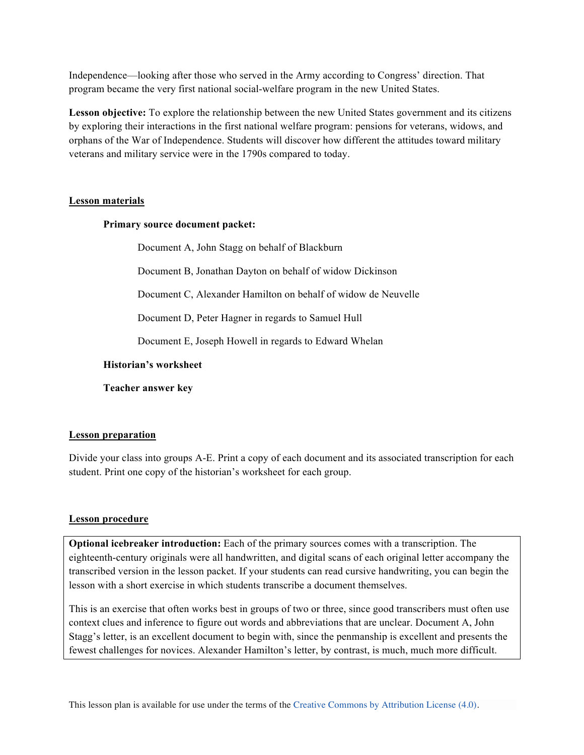Independence—looking after those who served in the Army according to Congress' direction. That program became the very first national social-welfare program in the new United States.

**Lesson objective:** To explore the relationship between the new United States government and its citizens by exploring their interactions in the first national welfare program: pensions for veterans, widows, and orphans of the War of Independence. Students will discover how different the attitudes toward military veterans and military service were in the 1790s compared to today.

## Lesson materials

**Primary source document packet:**

- Document A, John Stagg on behalf of Blackburn
- Document B, Jonathan Dayton on behalf of widow Dickinson
- Document C, Alexander Hamilton on behalf of widow de Neuvelle
- Document D, Peter Hagner in regards to Samuel Hull
- Document E, Joseph Howell in regards to Edward Whelan

**Historian's worksheet**

**Teacher answer key**

## Lesson preparation

Divide your class into groups A-E. Print a copy of each document and its associated transcription for each student. Print one copy of the historian's worksheet for each group.

## Lesson procedure

**Optional icebreaker introduction:** Each of the primary sources comes with a transcription. The eighteenth-century originals were all handwritten, and digital scans of each original letter accompany the transcribed version in the lesson packet. If your students can read cursive handwriting, you can begin the lesson with a short exercise in which students transcribe a document themselves.

This is an exercise that often works best in groups of two or three, since good transcribers must often use context clues and inference to figure out words and abbreviations that are unclear. Document A, John Stagg's letter, is an excellent document to begin with, since the penmanship is excellent and presents the fewest challenges for novices. Alexander Hamilton's letter, by contrast, is much, much more difficult.

This lesson plan is available for use under the terms of the Creative Commons by Attribution License (4.0).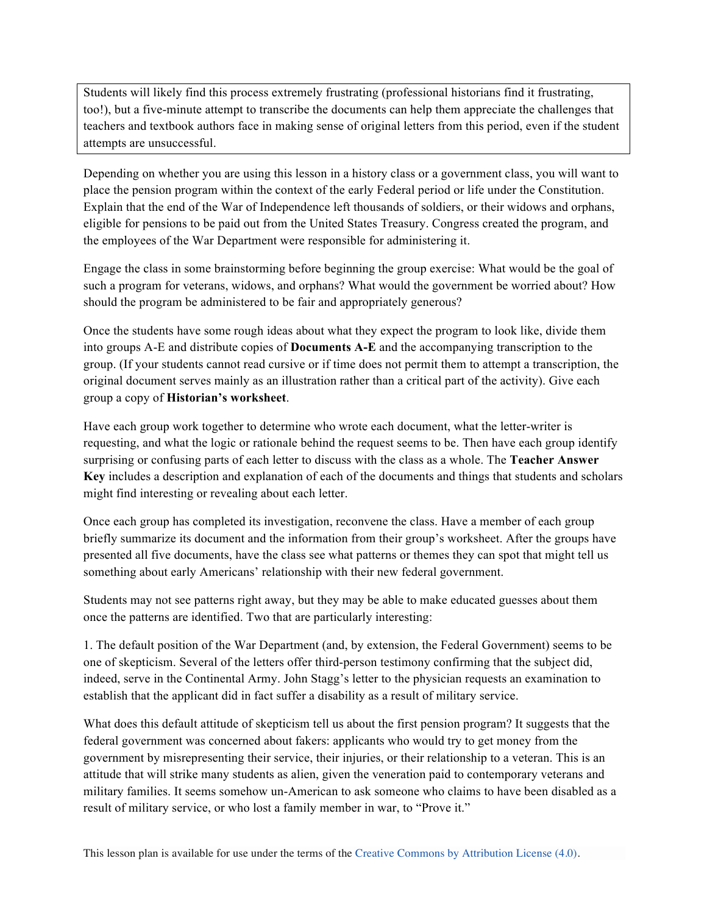Students will likely find this process extremely frustrating (professional historians find it frustrating, too!), but a five-minute attempt to transcribe the documents can help them appreciate the challenges that teachers and textbook authors face in making sense of original letters from this period, even if the student attempts are unsuccessful.

Depending on whether you are using this lesson in a history class or a government class, you will want to place the pension program within the context of the early Federal period or life under the Constitution. Explain that the end of the War of Independence left thousands of soldiers, or their widows and orphans, eligible for pensions to be paid out from the United States Treasury. Congress created the program, and the employees of the War Department were responsible for administering it.

Engage the class in some brainstorming before beginning the group exercise: What would be the goal of such a program for veterans, widows, and orphans? What would the government be worried about? How should the program be administered to be fair and appropriately generous?

Once the students have some rough ideas about what they expect the program to look like, divide them into groups A-E and distribute copies of **Documents A-E** and the accompanying transcription to the group. (If your students cannot read cursive or if time does not permit them to attempt a transcription, the original document serves mainly as an illustration rather than a critical part of the activity). Give each group a copy of **Historian's worksheet**.

Have each group work together to determine who wrote each document, what the letter-writer is requesting, and what the logic or rationale behind the request seems to be. Then have each group identify surprising or confusing parts of each letter to discuss with the class as a whole. The **Teacher Answer Key** includes a description and explanation of each of the documents and things that students and scholars might find interesting or revealing about each letter.

Once each group has completed its investigation, reconvene the class. Have a member of each group briefly summarize its document and the information from their group's worksheet. After the groups have presented all five documents, have the class see what patterns or themes they can spot that might tell us something about early Americans' relationship with their new federal government.

Students may not see patterns right away, but they may be able to make educated guesses about them once the patterns are identified. Two that are particularly interesting:

1. The default position of the War Department (and, by extension, the Federal Government) seems to be one of skepticism. Several of the letters offer third-person testimony confirming that the subject did, indeed, serve in the Continental Army. John Stagg's letter to the physician requests an examination to establish that the applicant did in fact suffer a disability as a result of military service.

What does this default attitude of skepticism tell us about the first pension program? It suggests that the federal government was concerned about fakers: applicants who would try to get money from the government by misrepresenting their service, their injuries, or their relationship to a veteran. This is an attitude that will strike many students as alien, given the veneration paid to contemporary veterans and military families. It seems somehow un-American to ask someone who claims to have been disabled as a result of military service, or who lost a family member in war, to "Prove it."

This lesson plan is available for use under the terms of the Creative Commons by Attribution License (4.0).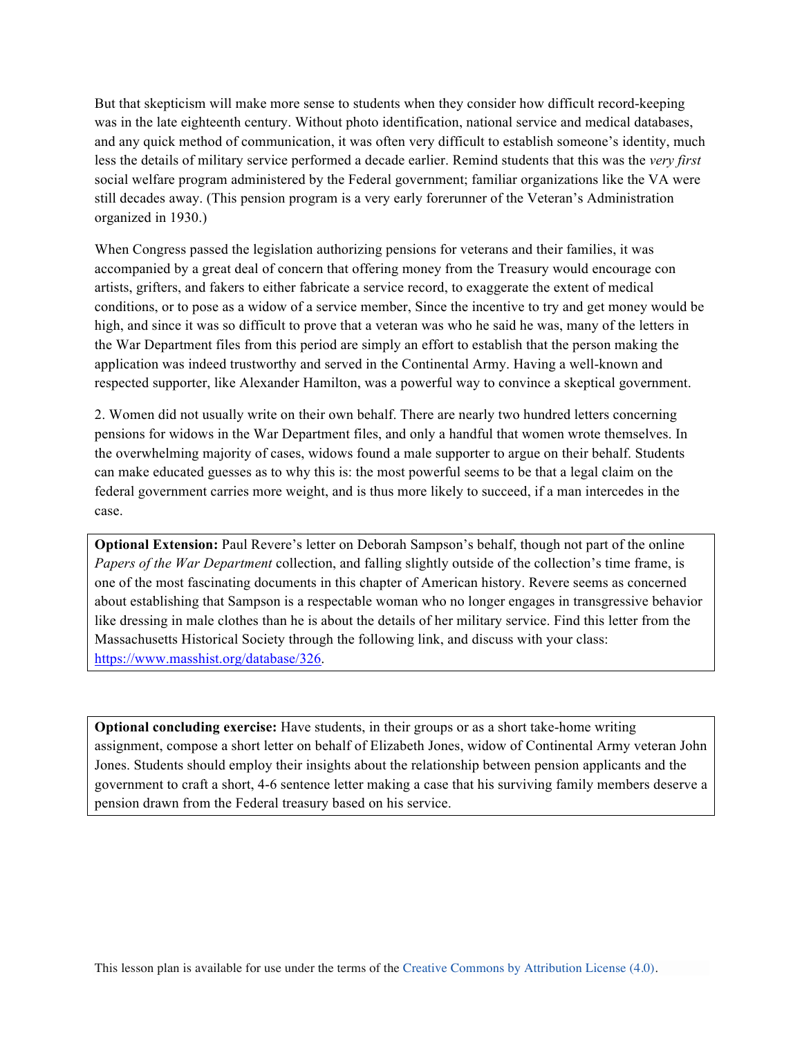But that skepticism will make more sense to students when they consider how difficult record-keeping was in the late eighteenth century. Without photo identification, national service and medical databases, and any quick method of communication, it was often very difficult to establish someone's identity, much less the details of military service performed a decade earlier. Remind students that this was the *very first* social welfare program administered by the Federal government; familiar organizations like the VA were still decades away. (This pension program is a very early forerunner of the Veteran's Administration organized in 1930.)

When Congress passed the legislation authorizing pensions for veterans and their families, it was accompanied by a great deal of concern that offering money from the Treasury would encourage con artists, grifters, and fakers to either fabricate a service record, to exaggerate the extent of medical conditions, or to pose as a widow of a service member, Since the incentive to try and get money would be high, and since it was so difficult to prove that a veteran was who he said he was, many of the letters in the War Department files from this period are simply an effort to establish that the person making the application was indeed trustworthy and served in the Continental Army. Having a well-known and respected supporter, like Alexander Hamilton, was a powerful way to convince a skeptical government.

2. Women did not usually write on their own behalf. There are nearly two hundred letters concerning pensions for widows in the War Department files, and only a handful that women wrote themselves. In the overwhelming majority of cases, widows found a male supporter to argue on their behalf. Students can make educated guesses as to why this is: the most powerful seems to be that a legal claim on the federal government carries more weight, and is thus more likely to succeed, if a man intercedes in the case.

**Optional Extension:** Paul Revere's letter on Deborah Sampson's behalf, though not part of the online *Papers of the War Department* collection, and falling slightly outside of the collection's time frame, is one of the most fascinating documents in this chapter of American history. Revere seems as concerned about establishing that Sampson is a respectable woman who no longer engages in transgressive behavior like dressing in male clothes than he is about the details of her military service. Find this letter from the Massachusetts Historical Society through the following link, and discuss with your class: https://www.masshist.org/database/326.

**Optional concluding exercise:** Have students, in their groups or as a short take-home writing assignment, compose a short letter on behalf of Elizabeth Jones, widow of Continental Army veteran John Jones. Students should employ their insights about the relationship between pension applicants and the government to craft a short, 4-6 sentence letter making a case that his surviving family members deserve a pension drawn from the Federal treasury based on his service.

This lesson plan is available for use under the terms of the Creative Commons by Attribution License (4.0).